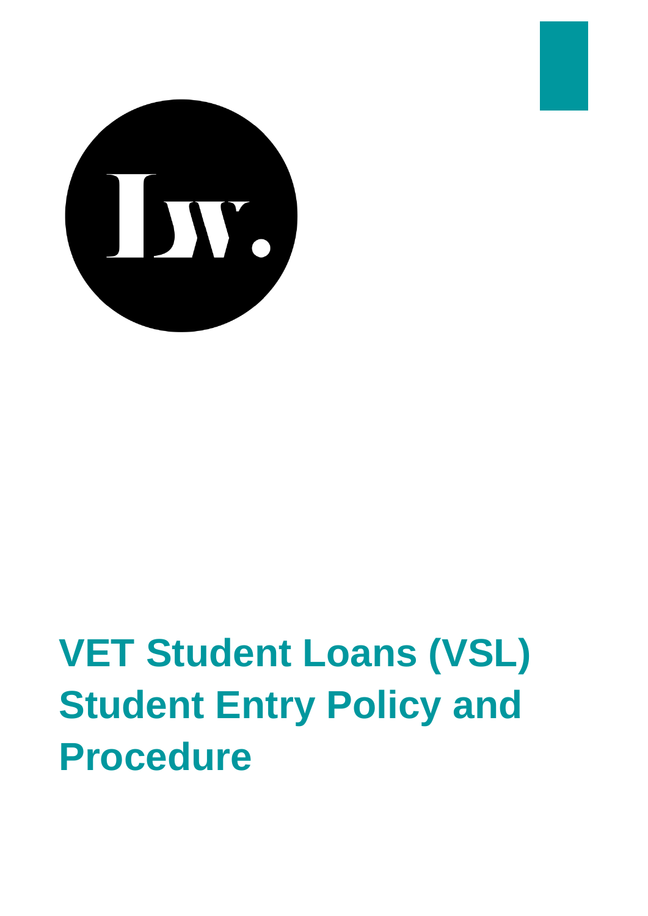# VET Student Loans (VSL) Student Entry Policy and Procedure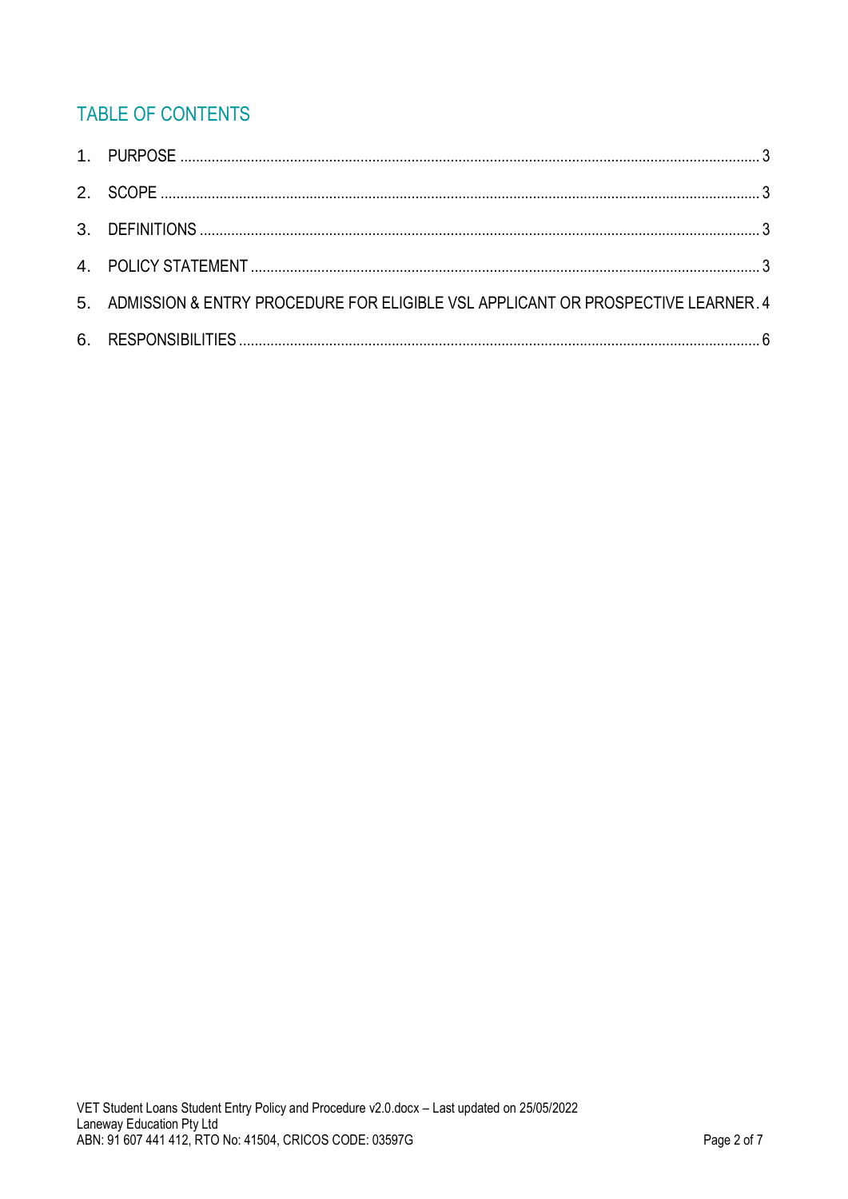## TABLE OF CONTENTS

1. PURPOSE ........................................................................ 3
2. SCOPE ........................................................................ 3
3. DEFINITIONS ........................................................................ 3
4. POLICY STATEMENT ........................................................................ 3
5. ADMISSION & ENTRY PROCEDURE FOR ELIGIBLE VSL APPLICANT OR PROSPECTIVE LEARNER . 4
6. RESPONSIBILITIES ........................................................................ 6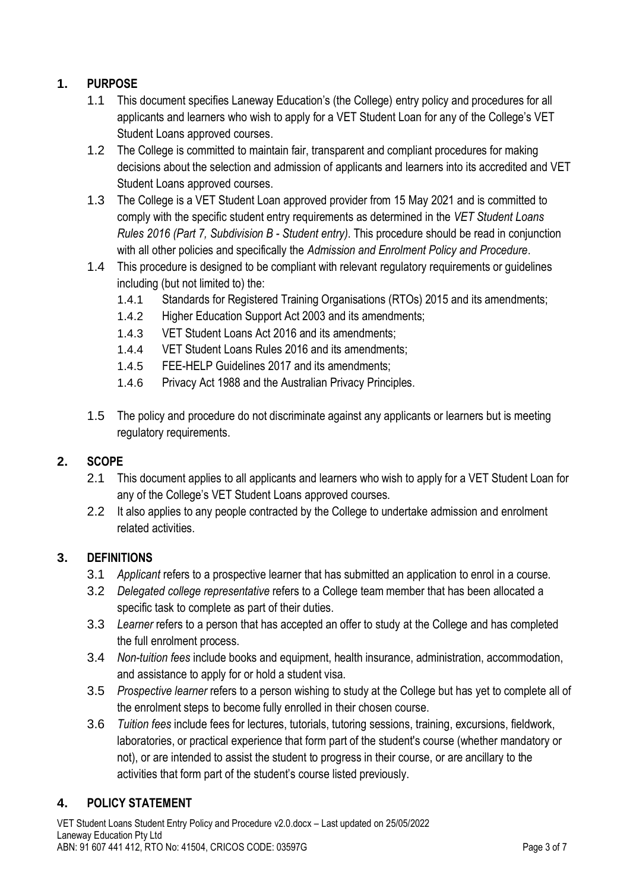## 1. PURPOSE

1.1 This document specifies Laneway Education's (the College) entry policy and procedures for all applicants and learners who wish to apply for a VET Student Loan for any of the College's VET Student Loans approved courses.

1.2 The College is committed to maintain fair, transparent and compliant procedures for making decisions about the selection and admission of applicants and learners into its accredited and VET Student Loans approved courses.

1.3 The College is a VET Student Loan approved provider from 15 May 2021 and is committed to comply with the specific student entry requirements as determined in the *VET Student Loans Rules 2016 (Part 7, Subdivision B - Student entry)*. This procedure should be read in conjunction with all other policies and specifically the *Admission and Enrolment Policy and Procedure*.

1.4 This procedure is designed to be compliant with relevant regulatory requirements or guidelines including (but not limited to) the:

- 1.4.1 Standards for Registered Training Organisations (RTOs) 2015 and its amendments;
- 1.4.2 Higher Education Support Act 2003 and its amendments;
- 1.4.3 VET Student Loans Act 2016 and its amendments;
- 1.4.4 VET Student Loans Rules 2016 and its amendments;
- 1.4.5 FEE-HELP Guidelines 2017 and its amendments;
- 1.4.6 Privacy Act 1988 and the Australian Privacy Principles.

1.5 The policy and procedure do not discriminate against any applicants or learners but is meeting regulatory requirements.

## 2. SCOPE

2.1 This document applies to all applicants and learners who wish to apply for a VET Student Loan for any of the College's VET Student Loans approved courses.

2.2 It also applies to any people contracted by the College to undertake admission and enrolment related activities.

## 3. DEFINITIONS

3.1 *Applicant* refers to a prospective learner that has submitted an application to enrol in a course.

3.2 *Delegated college representative* refers to a College team member that has been allocated a specific task to complete as part of their duties.

3.3 *Learner* refers to a person that has accepted an offer to study at the College and has completed the full enrolment process.

3.4 *Non-tuition fees* include books and equipment, health insurance, administration, accommodation, and assistance to apply for or hold a student visa.

3.5 *Prospective learner* refers to a person wishing to study at the College but has yet to complete all of the enrolment steps to become fully enrolled in their chosen course.

3.6 *Tuition fees* include fees for lectures, tutorials, tutoring sessions, training, excursions, fieldwork, laboratories, or practical experience that form part of the student's course (whether mandatory or not), or are intended to assist the student to progress in their course, or are ancillary to the activities that form part of the student's course listed previously.

## 4. POLICY STATEMENT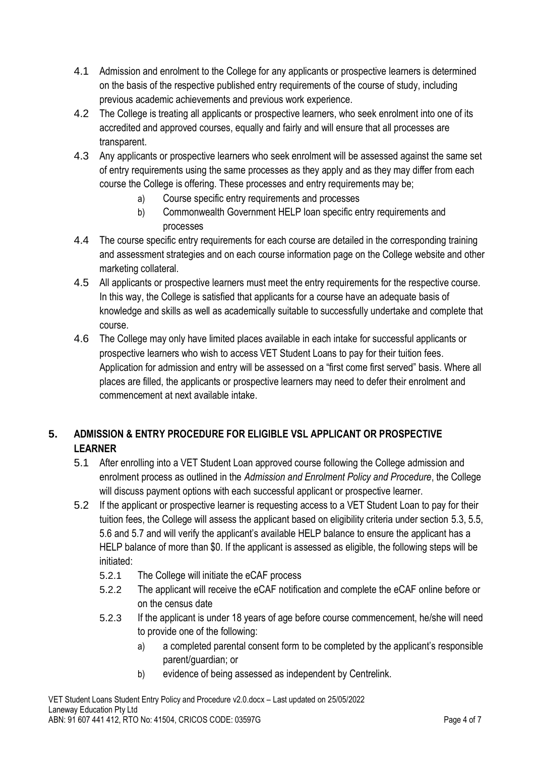4.1 Admission and enrolment to the College for any applicants or prospective learners is determined on the basis of the respective published entry requirements of the course of study, including previous academic achievements and previous work experience.

4.2 The College is treating all applicants or prospective learners, who seek enrolment into one of its accredited and approved courses, equally and fairly and will ensure that all processes are transparent.

4.3 Any applicants or prospective learners who seek enrolment will be assessed against the same set of entry requirements using the same processes as they apply and as they may differ from each course the College is offering. These processes and entry requirements may be;

   a) Course specific entry requirements and processes
   b) Commonwealth Government HELP loan specific entry requirements and processes

4.4 The course specific entry requirements for each course are detailed in the corresponding training and assessment strategies and on each course information page on the College website and other marketing collateral.

4.5 All applicants or prospective learners must meet the entry requirements for the respective course. In this way, the College is satisfied that applicants for a course have an adequate basis of knowledge and skills as well as academically suitable to successfully undertake and complete that course.

4.6 The College may only have limited places available in each intake for successful applicants or prospective learners who wish to access VET Student Loans to pay for their tuition fees. Application for admission and entry will be assessed on a "first come first served" basis. Where all places are filled, the applicants or prospective learners may need to defer their enrolment and commencement at next available intake.

## 5. ADMISSION & ENTRY PROCEDURE FOR ELIGIBLE VSL APPLICANT OR PROSPECTIVE LEARNER

5.1 After enrolling into a VET Student Loan approved course following the College admission and enrolment process as outlined in the *Admission and Enrolment Policy and Procedure*, the College will discuss payment options with each successful applicant or prospective learner.

5.2 If the applicant or prospective learner is requesting access to a VET Student Loan to pay for their tuition fees, the College will assess the applicant based on eligibility criteria under section 5.3, 5.5, 5.6 and 5.7 and will verify the applicant's available HELP balance to ensure the applicant has a HELP balance of more than $0. If the applicant is assessed as eligible, the following steps will be initiated:

   5.2.1 The College will initiate the eCAF process

   5.2.2 The applicant will receive the eCAF notification and complete the eCAF online before or on the census date

   5.2.3 If the applicant is under 18 years of age before course commencement, he/she will need to provide one of the following:

      a) a completed parental consent form to be completed by the applicant's responsible parent/guardian; or
      b) evidence of being assessed as independent by Centrelink.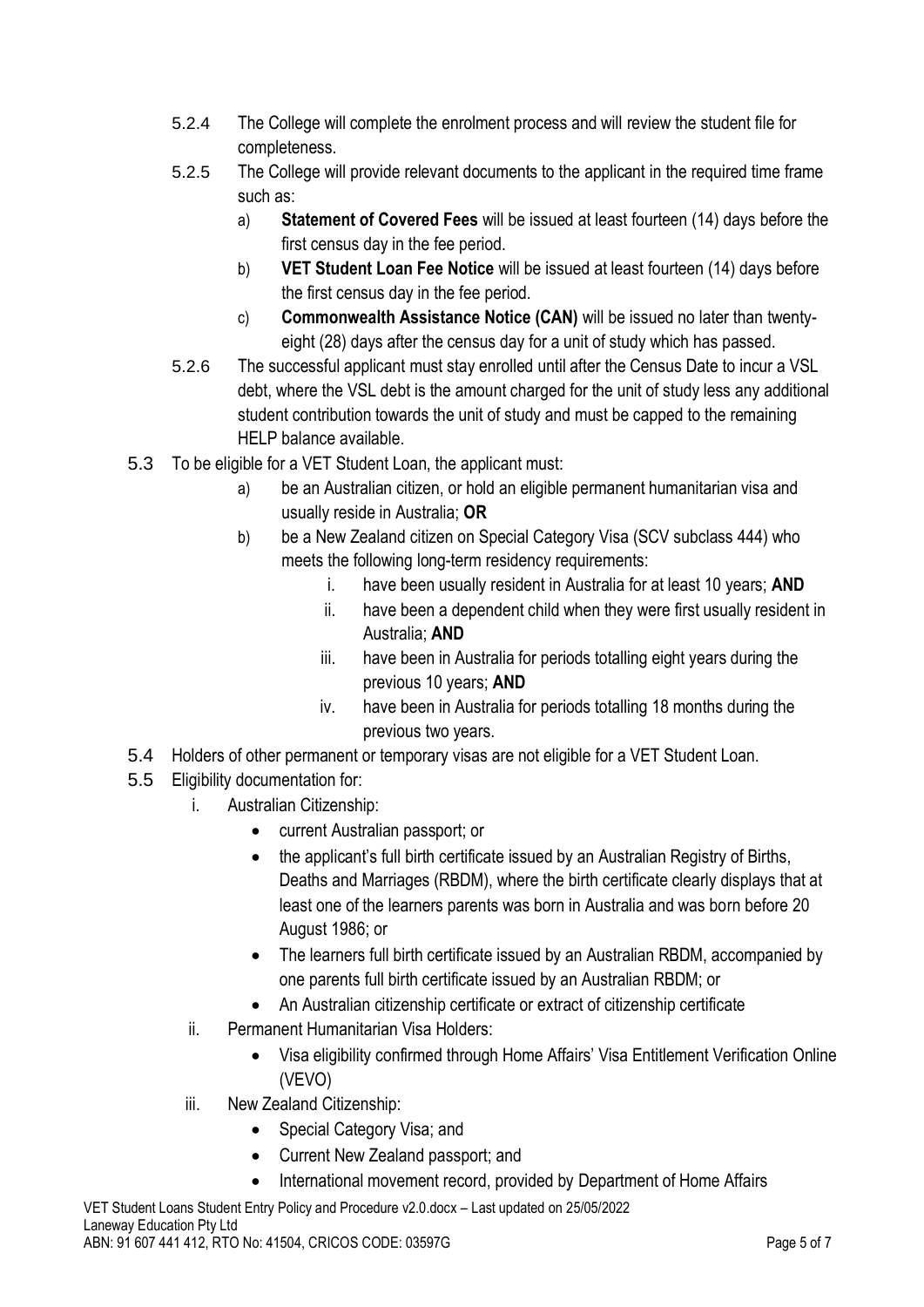5.2.4 The College will complete the enrolment process and will review the student file for completeness.

5.2.5 The College will provide relevant documents to the applicant in the required time frame such as:

a) **Statement of Covered Fees** will be issued at least fourteen (14) days before the first census day in the fee period.

b) **VET Student Loan Fee Notice** will be issued at least fourteen (14) days before the first census day in the fee period.

c) **Commonwealth Assistance Notice (CAN)** will be issued no later than twenty-eight (28) days after the census day for a unit of study which has passed.

5.2.6 The successful applicant must stay enrolled until after the Census Date to incur a VSL debt, where the VSL debt is the amount charged for the unit of study less any additional student contribution towards the unit of study and must be capped to the remaining HELP balance available.

5.3 To be eligible for a VET Student Loan, the applicant must:

a) be an Australian citizen, or hold an eligible permanent humanitarian visa and usually reside in Australia; **OR**

b) be a New Zealand citizen on Special Category Visa (SCV subclass 444) who meets the following long-term residency requirements:

   i. have been usually resident in Australia for at least 10 years; **AND**

   ii. have been a dependent child when they were first usually resident in Australia; **AND**

   iii. have been in Australia for periods totalling eight years during the previous 10 years; **AND**

   iv. have been in Australia for periods totalling 18 months during the previous two years.

5.4 Holders of other permanent or temporary visas are not eligible for a VET Student Loan.

5.5 Eligibility documentation for:

i. Australian Citizenship:
   - current Australian passport; or
   - the applicant's full birth certificate issued by an Australian Registry of Births, Deaths and Marriages (RBDM), where the birth certificate clearly displays that at least one of the learners parents was born in Australia and was born before 20 August 1986; or
   - The learners full birth certificate issued by an Australian RBDM, accompanied by one parents full birth certificate issued by an Australian RBDM; or
   - An Australian citizenship certificate or extract of citizenship certificate

ii. Permanent Humanitarian Visa Holders:
   - Visa eligibility confirmed through Home Affairs' Visa Entitlement Verification Online (VEVO)

iii. New Zealand Citizenship:
   - Special Category Visa; and
   - Current New Zealand passport; and
   - International movement record, provided by Department of Home Affairs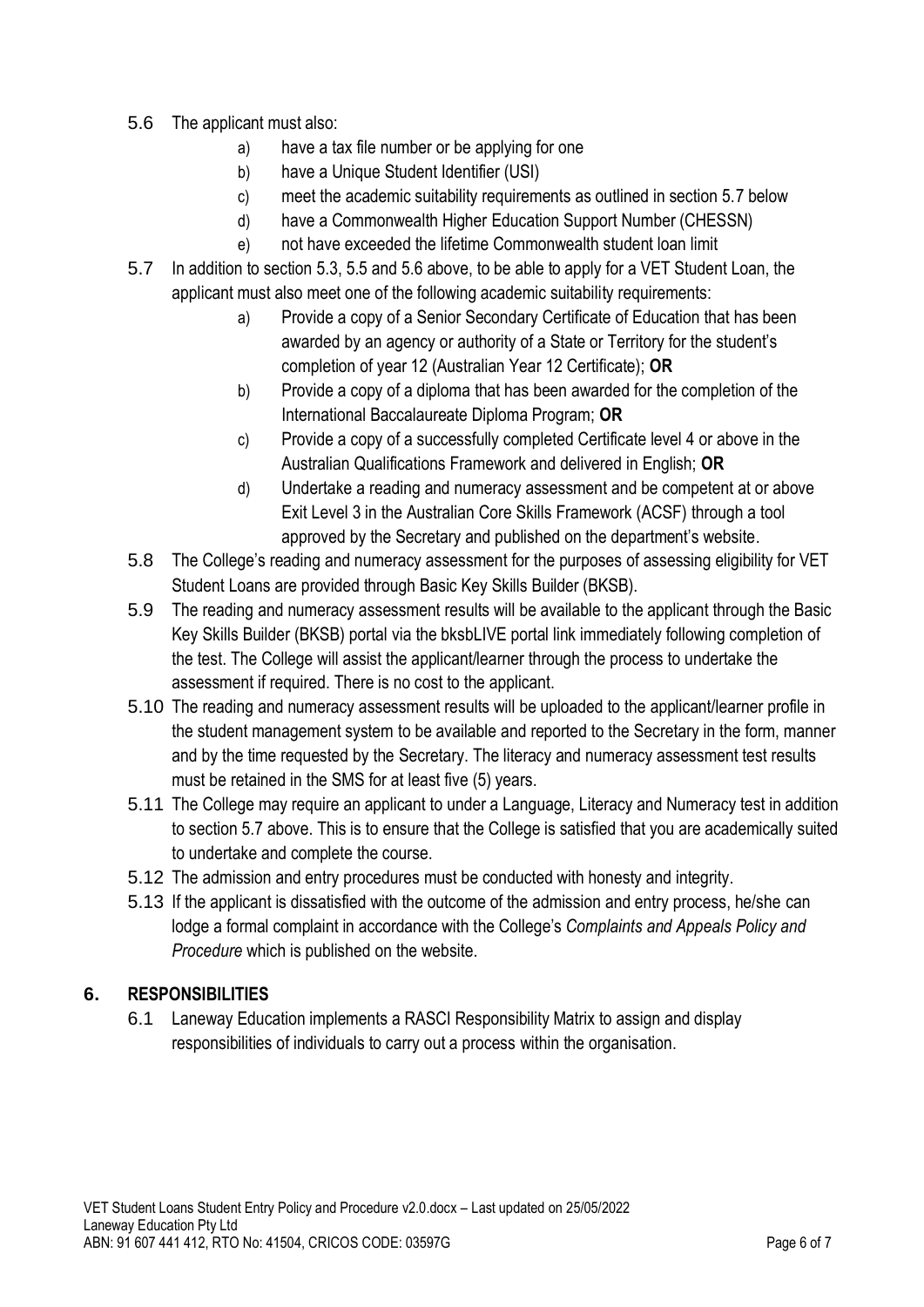5.6 The applicant must also:

a) have a tax file number or be applying for one
b) have a Unique Student Identifier (USI)
c) meet the academic suitability requirements as outlined in section 5.7 below
d) have a Commonwealth Higher Education Support Number (CHESSN)
e) not have exceeded the lifetime Commonwealth student loan limit

5.7 In addition to section 5.3, 5.5 and 5.6 above, to be able to apply for a VET Student Loan, the applicant must also meet one of the following academic suitability requirements:

a) Provide a copy of a Senior Secondary Certificate of Education that has been awarded by an agency or authority of a State or Territory for the student's completion of year 12 (Australian Year 12 Certificate); **OR**
b) Provide a copy of a diploma that has been awarded for the completion of the International Baccalaureate Diploma Program; **OR**
c) Provide a copy of a successfully completed Certificate level 4 or above in the Australian Qualifications Framework and delivered in English; **OR**
d) Undertake a reading and numeracy assessment and be competent at or above Exit Level 3 in the Australian Core Skills Framework (ACSF) through a tool approved by the Secretary and published on the department's website.

5.8 The College's reading and numeracy assessment for the purposes of assessing eligibility for VET Student Loans are provided through Basic Key Skills Builder (BKSB).

5.9 The reading and numeracy assessment results will be available to the applicant through the Basic Key Skills Builder (BKSB) portal via the bksbLIVE portal link immediately following completion of the test. The College will assist the applicant/learner through the process to undertake the assessment if required. There is no cost to the applicant.

5.10 The reading and numeracy assessment results will be uploaded to the applicant/learner profile in the student management system to be available and reported to the Secretary in the form, manner and by the time requested by the Secretary. The literacy and numeracy assessment test results must be retained in the SMS for at least five (5) years.

5.11 The College may require an applicant to under a Language, Literacy and Numeracy test in addition to section 5.7 above. This is to ensure that the College is satisfied that you are academically suited to undertake and complete the course.

5.12 The admission and entry procedures must be conducted with honesty and integrity.

5.13 If the applicant is dissatisfied with the outcome of the admission and entry process, he/she can lodge a formal complaint in accordance with the College's *Complaints and Appeals Policy and Procedure* which is published on the website.

## 6. RESPONSIBILITIES

6.1 Laneway Education implements a RASCI Responsibility Matrix to assign and display responsibilities of individuals to carry out a process within the organisation.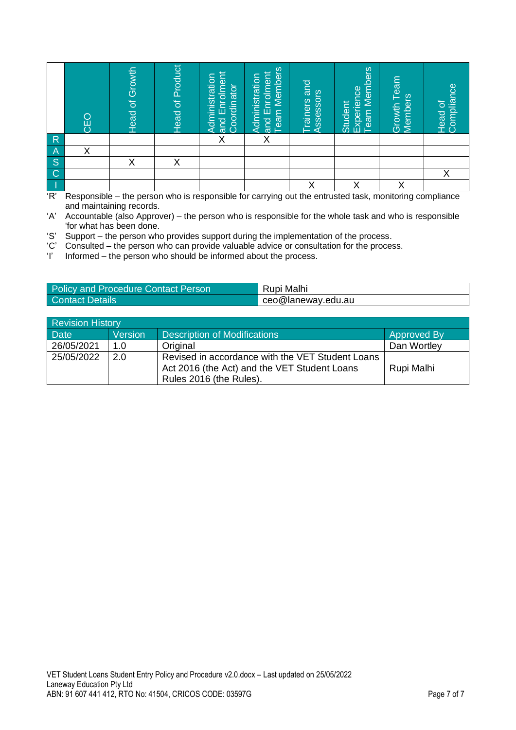| | CEO | Head of Growth | Head of Product | Administration and Enrolment Coordinator | Administration and Enrolment Team Members | Trainers and Assessors | Student Experience Team Members | Growth Team Members | Head of Compliance |
|---|---|---|---|---|---|---|---|---|---|
| R | | | | X | X | | | | |
| A | X | | | | | | | | |
| S | | X | X | | | | | | |
| C | | | | | | | | | X |
| I | | | | | | X | X | X | |

'R' Responsible – the person who is responsible for carrying out the entrusted task, monitoring compliance and maintaining records.

'A' Accountable (also Approver) – the person who is responsible for the whole task and who is responsible 'for what has been done.

'S' Support – the person who provides support during the implementation of the process.

'C' Consulted – the person who can provide valuable advice or consultation for the process.

'I' Informed – the person who should be informed about the process.

| | |
|---|---|
| Policy and Procedure Contact Person | Rupi Malhi |
| Contact Details | ceo@laneway.edu.au |

**Revision History**

| Date | Version | Description of Modifications | Approved By |
|---|---|---|---|
| 26/05/2021 | 1.0 | Original | Dan Wortley |
| 25/05/2022 | 2.0 | Revised in accordance with the VET Student Loans Act 2016 (the Act) and the VET Student Loans Rules 2016 (the Rules). | Rupi Malhi |